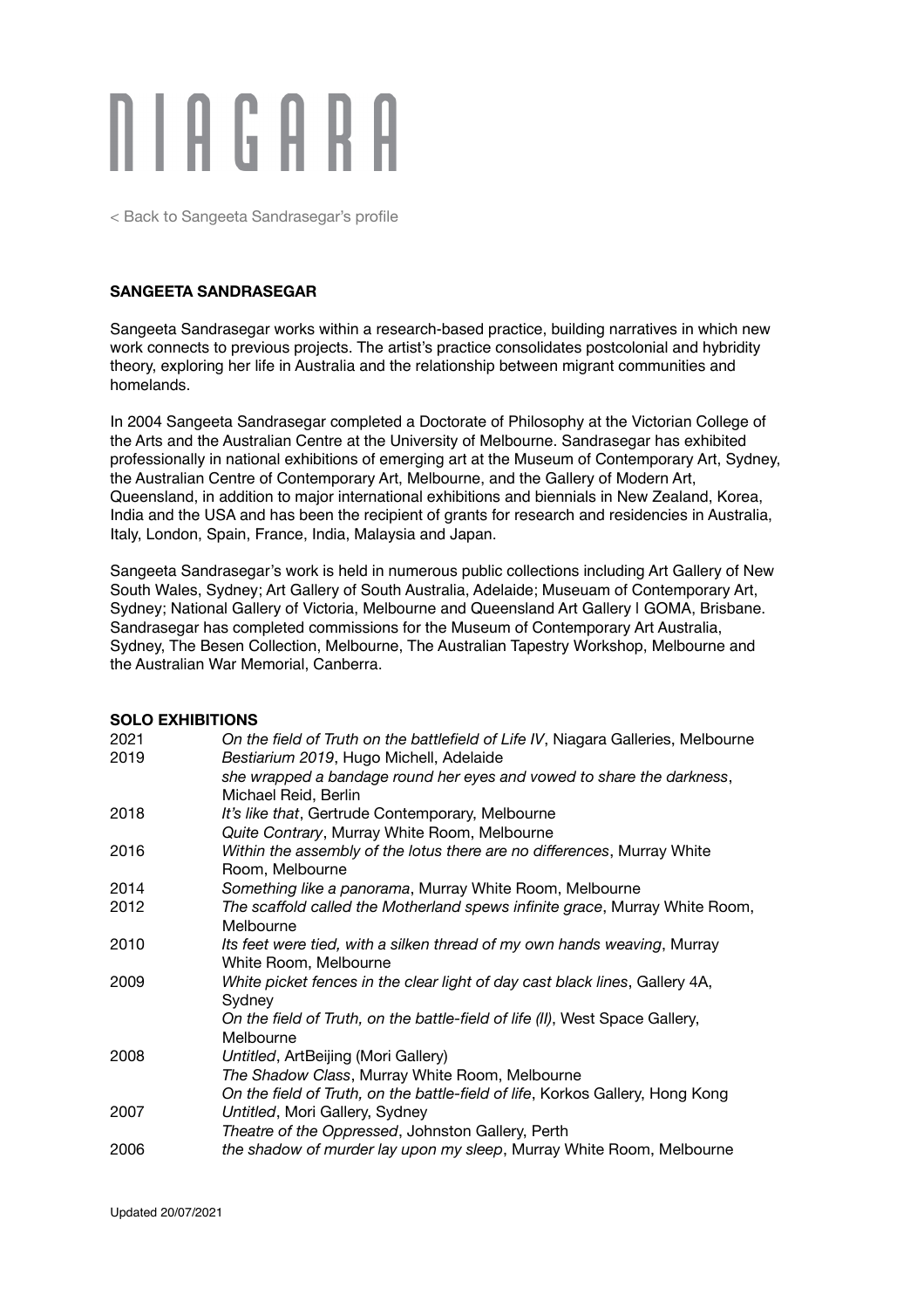# NIAGARA

< Back to Sangeeta Sandrasegar's profile

**SANGEETA SANDRASEGAR**

Sangeeta Sandrasegar works within a research-based practice, building narratives in which new work connects to previous projects. The artist's practice consolidates postcolonial and hybridity theory, exploring her life in Australia and the relationship between migrant communities and homelands.

In 2004 Sangeeta Sandrasegar completed a Doctorate of Philosophy at the Victorian College of the Arts and the Australian Centre at the University of Melbourne. Sandrasegar has exhibited professionally in national exhibitions of emerging art at the Museum of Contemporary Art, Sydney, the Australian Centre of Contemporary Art, Melbourne, and the Gallery of Modern Art, Queensland, in addition to major international exhibitions and biennials in New Zealand, Korea, India and the USA and has been the recipient of grants for research and residencies in Australia, Italy, London, Spain, France, India, Malaysia and Japan.

Sangeeta Sandrasegar's work is held in numerous public collections including Art Gallery of New South Wales, Sydney; Art Gallery of South Australia, Adelaide; Museuam of Contemporary Art, Sydney; National Gallery of Victoria, Melbourne and Queensland Art Gallery | GOMA, Brisbane. Sandrasegar has completed commissions for the Museum of Contemporary Art Australia, Sydney, The Besen Collection, Melbourne, The Australian Tapestry Workshop, Melbourne and the Australian War Memorial, Canberra.

**SOLO EXHIBITIONS**

| | |
|---|---|
| 2021 | *On the field of Truth on the battlefield of Life IV*, Niagara Galleries, Melbourne |
| 2019 | *Bestiarium 2019*, Hugo Michell, Adelaide |
| | *she wrapped a bandage round her eyes and vowed to share the darkness*, Michael Reid, Berlin |
| 2018 | *It's like that*, Gertrude Contemporary, Melbourne |
| | *Quite Contrary*, Murray White Room, Melbourne |
| 2016 | *Within the assembly of the lotus there are no differences*, Murray White Room, Melbourne |
| 2014 | *Something like a panorama*, Murray White Room, Melbourne |
| 2012 | *The scaffold called the Motherland spews infinite grace*, Murray White Room, Melbourne |
| 2010 | *Its feet were tied, with a silken thread of my own hands weaving*, Murray White Room, Melbourne |
| 2009 | *White picket fences in the clear light of day cast black lines*, Gallery 4A, Sydney |
| | *On the field of Truth, on the battle-field of life (II)*, West Space Gallery, Melbourne |
| 2008 | *Untitled*, ArtBeijing (Mori Gallery) |
| | *The Shadow Class*, Murray White Room, Melbourne |
| | *On the field of Truth, on the battle-field of life*, Korkos Gallery, Hong Kong |
| 2007 | *Untitled*, Mori Gallery, Sydney |
| | *Theatre of the Oppressed*, Johnston Gallery, Perth |
| 2006 | *the shadow of murder lay upon my sleep*, Murray White Room, Melbourne |

Updated 20/07/2021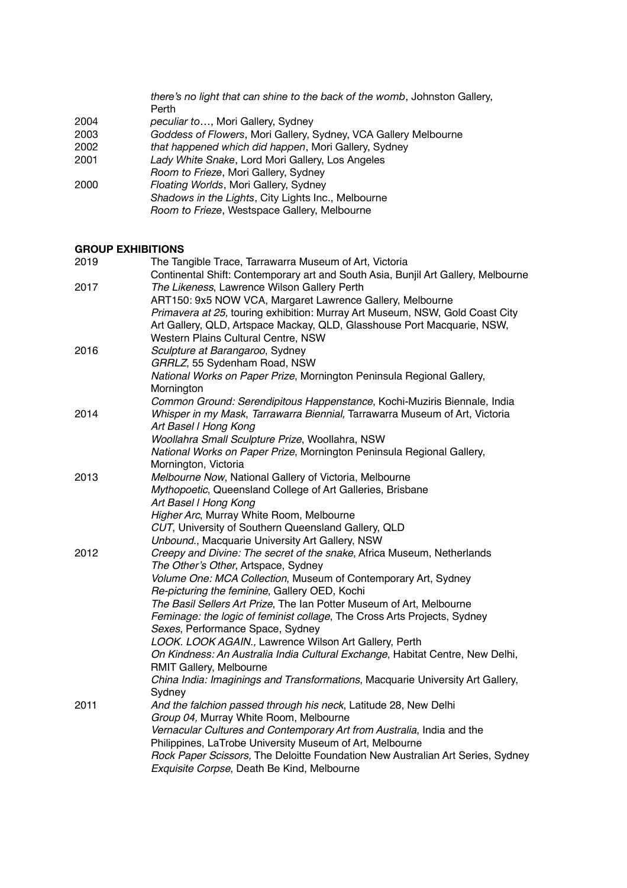| | |
|---|---|
| | *there's no light that can shine to the back of the womb*, Johnston Gallery, Perth |
| 2004 | *peculiar to…*, Mori Gallery, Sydney |
| 2003 | *Goddess of Flowers*, Mori Gallery, Sydney, VCA Gallery Melbourne |
| 2002 | *that happened which did happen*, Mori Gallery, Sydney |
| 2001 | *Lady White Snake*, Lord Mori Gallery, Los Angeles |
| | *Room to Frieze*, Mori Gallery, Sydney |
| 2000 | *Floating Worlds*, Mori Gallery, Sydney |
| | *Shadows in the Lights*, City Lights Inc., Melbourne |
| | *Room to Frieze*, Westspace Gallery, Melbourne |

**GROUP EXHIBITIONS**

| | |
|---|---|
| 2019 | The Tangible Trace, Tarrawarra Museum of Art, Victoria |
| | Continental Shift: Contemporary art and South Asia, Bunjil Art Gallery, Melbourne |
| 2017 | *The Likeness*, Lawrence Wilson Gallery Perth |
| | ART150: 9x5 NOW VCA, Margaret Lawrence Gallery, Melbourne |
| | *Primavera at 25,* touring exhibition: Murray Art Museum, NSW, Gold Coast City Art Gallery, QLD, Artspace Mackay, QLD, Glasshouse Port Macquarie, NSW, Western Plains Cultural Centre, NSW |
| 2016 | *Sculpture at Barangaroo*, Sydney |
| | *GRRLZ*, 55 Sydenham Road, NSW |
| | *National Works on Paper Prize*, Mornington Peninsula Regional Gallery, Mornington |
| | *Common Ground: Serendipitous Happenstance*, Kochi-Muziris Biennale, India |
| 2014 | *Whisper in my Mask*, *Tarrawarra Biennial,* Tarrawarra Museum of Art, Victoria |
| | *Art Basel | Hong Kong* |
| | *Woollahra Small Sculpture Prize*, Woollahra, NSW |
| | *National Works on Paper Prize*, Mornington Peninsula Regional Gallery, Mornington, Victoria |
| 2013 | *Melbourne Now*, National Gallery of Victoria, Melbourne |
| | *Mythopoetic*, Queensland College of Art Galleries, Brisbane |
| | *Art Basel | Hong Kong* |
| | *Higher Arc*, Murray White Room, Melbourne |
| | *CUT*, University of Southern Queensland Gallery, QLD |
| | *Unbound.*, Macquarie University Art Gallery, NSW |
| 2012 | *Creepy and Divine: The secret of the snake*, Africa Museum, Netherlands |
| | *The Other's Other*, Artspace, Sydney |
| | *Volume One: MCA Collection*, Museum of Contemporary Art, Sydney |
| | *Re-picturing the feminine*, Gallery OED, Kochi |
| | *The Basil Sellers Art Prize*, The Ian Potter Museum of Art, Melbourne |
| | *Feminage: the logic of feminist collage*, The Cross Arts Projects, Sydney |
| | *Sexes*, Performance Space, Sydney |
| | *LOOK. LOOK AGAIN.,* Lawrence Wilson Art Gallery, Perth |
| | *On Kindness: An Australia India Cultural Exchange*, Habitat Centre, New Delhi, RMIT Gallery, Melbourne |
| | *China India: Imaginings and Transformations*, Macquarie University Art Gallery, Sydney |
| 2011 | *And the falchion passed through his neck*, Latitude 28, New Delhi |
| | *Group 04,* Murray White Room, Melbourne |
| | *Vernacular Cultures and Contemporary Art from Australia*, India and the Philippines, LaTrobe University Museum of Art, Melbourne |
| | *Rock Paper Scissors,* The Deloitte Foundation New Australian Art Series, Sydney |
| | *Exquisite Corpse*, Death Be Kind, Melbourne |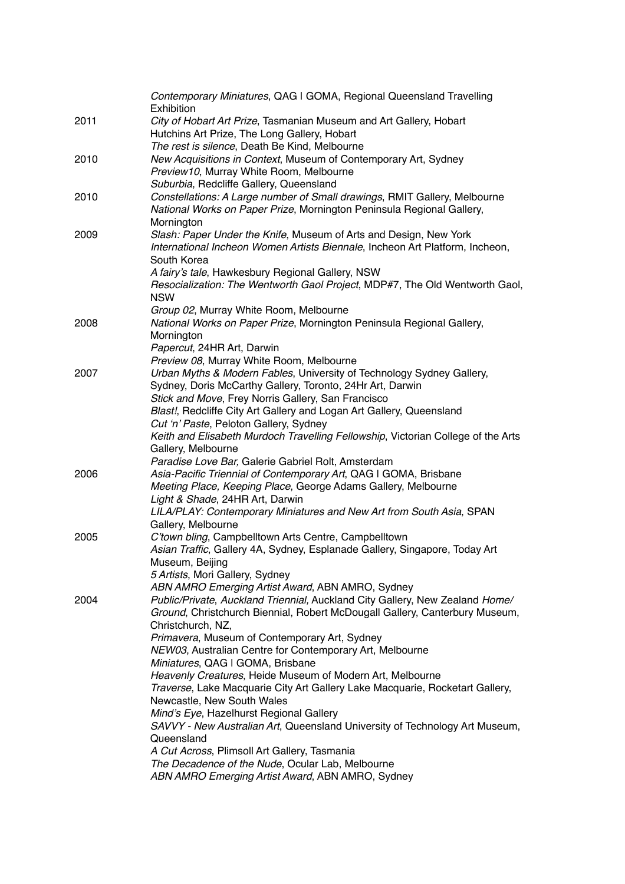| | |
|---|---|
| | *Contemporary Miniatures*, QAG I GOMA, Regional Queensland Travelling Exhibition |
| 2011 | *City of Hobart Art Prize*, Tasmanian Museum and Art Gallery, Hobart |
| | Hutchins Art Prize, The Long Gallery, Hobart |
| | *The rest is silence*, Death Be Kind, Melbourne |
| 2010 | *New Acquisitions in Context*, Museum of Contemporary Art, Sydney |
| | *Preview10*, Murray White Room, Melbourne |
| | *Suburbia*, Redcliffe Gallery, Queensland |
| 2010 | *Constellations: A Large number of Small drawings*, RMIT Gallery, Melbourne |
| | *National Works on Paper Prize*, Mornington Peninsula Regional Gallery, Mornington |
| 2009 | *Slash: Paper Under the Knife*, Museum of Arts and Design, New York |
| | *International Incheon Women Artists Biennale*, Incheon Art Platform, Incheon, South Korea |
| | *A fairy's tale*, Hawkesbury Regional Gallery, NSW |
| | *Resocialization: The Wentworth Gaol Project*, MDP#7, The Old Wentworth Gaol, NSW |
| | *Group 02*, Murray White Room, Melbourne |
| 2008 | *National Works on Paper Prize*, Mornington Peninsula Regional Gallery, Mornington |
| | *Papercut*, 24HR Art, Darwin |
| | *Preview 08*, Murray White Room, Melbourne |
| 2007 | *Urban Myths & Modern Fables*, University of Technology Sydney Gallery, Sydney, Doris McCarthy Gallery, Toronto, 24Hr Art, Darwin |
| | *Stick and Move*, Frey Norris Gallery, San Francisco |
| | *Blast!*, Redcliffe City Art Gallery and Logan Art Gallery, Queensland |
| | *Cut 'n' Paste*, Peloton Gallery, Sydney |
| | *Keith and Elisabeth Murdoch Travelling Fellowship*, Victorian College of the Arts Gallery, Melbourne |
| | *Paradise Love Bar,* Galerie Gabriel Rolt, Amsterdam |
| 2006 | *Asia-Pacific Triennial of Contemporary Art*, QAG I GOMA, Brisbane |
| | *Meeting Place, Keeping Place*, George Adams Gallery, Melbourne |
| | *Light & Shade*, 24HR Art, Darwin |
| | *LILA/PLAY: Contemporary Miniatures and New Art from South Asia*, SPAN Gallery, Melbourne |
| 2005 | *C'town bling*, Campbelltown Arts Centre, Campbelltown |
| | *Asian Traffic*, Gallery 4A, Sydney, Esplanade Gallery, Singapore, Today Art Museum, Beijing |
| | *5 Artists*, Mori Gallery, Sydney |
| | *ABN AMRO Emerging Artist Award*, ABN AMRO, Sydney |
| 2004 | *Public/Private*, *Auckland Triennial,* Auckland City Gallery, New Zealand *Home/Ground*, Christchurch Biennial, Robert McDougall Gallery, Canterbury Museum, Christchurch, NZ, |
| | *Primavera*, Museum of Contemporary Art, Sydney |
| | *NEW03*, Australian Centre for Contemporary Art, Melbourne |
| | *Miniatures*, QAG I GOMA, Brisbane |
| | *Heavenly Creatures*, Heide Museum of Modern Art, Melbourne |
| | *Traverse*, Lake Macquarie City Art Gallery Lake Macquarie, Rocketart Gallery, Newcastle, New South Wales |
| | *Mind's Eye*, Hazelhurst Regional Gallery |
| | *SAVVY - New Australian Art*, Queensland University of Technology Art Museum, Queensland |
| | *A Cut Across*, Plimsoll Art Gallery, Tasmania |
| | *The Decadence of the Nude*, Ocular Lab, Melbourne |
| | *ABN AMRO Emerging Artist Award*, ABN AMRO, Sydney |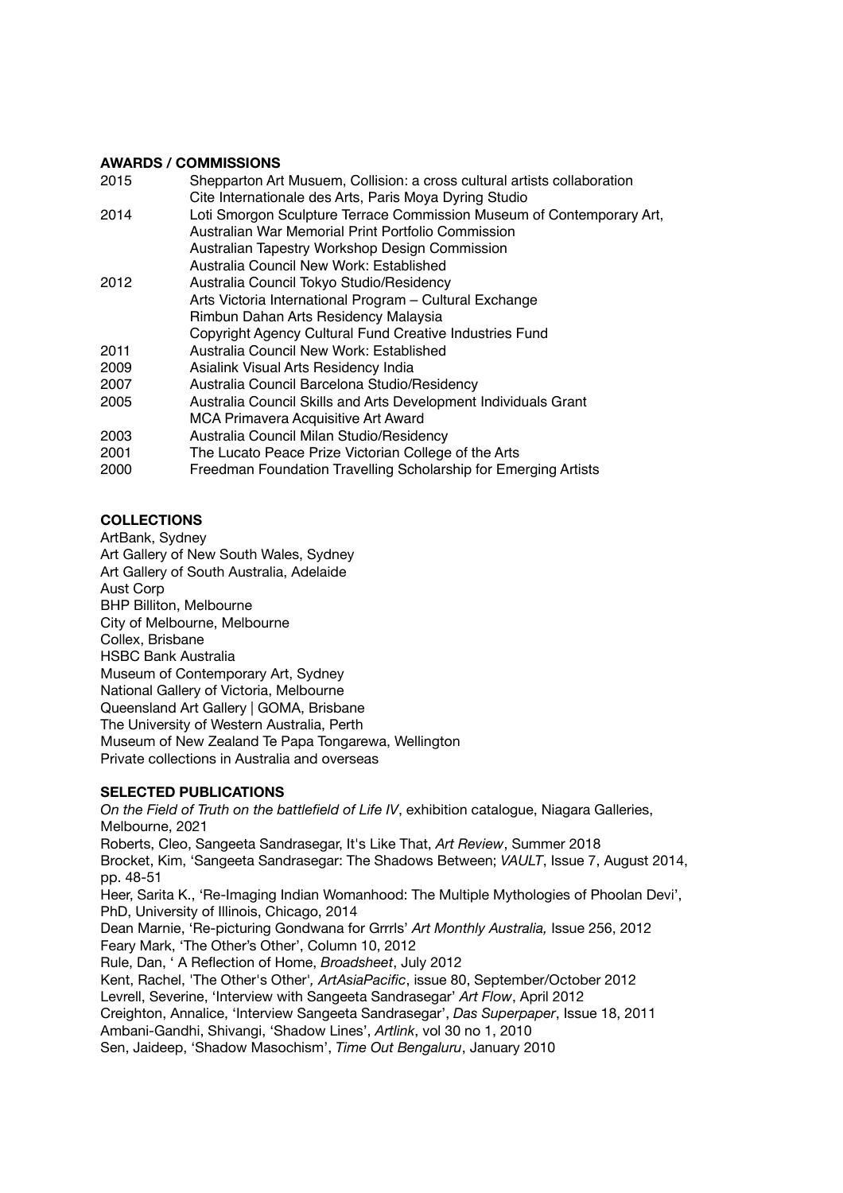## AWARDS / COMMISSIONS

| | |
|---|---|
| 2015 | Shepparton Art Musuem, Collision: a cross cultural artists collaboration |
| | Cite Internationale des Arts, Paris Moya Dyring Studio |
| 2014 | Loti Smorgon Sculpture Terrace Commission Museum of Contemporary Art, |
| | Australian War Memorial Print Portfolio Commission |
| | Australian Tapestry Workshop Design Commission |
| | Australia Council New Work: Established |
| 2012 | Australia Council Tokyo Studio/Residency |
| | Arts Victoria International Program – Cultural Exchange |
| | Rimbun Dahan Arts Residency Malaysia |
| | Copyright Agency Cultural Fund Creative Industries Fund |
| 2011 | Australia Council New Work: Established |
| 2009 | Asialink Visual Arts Residency India |
| 2007 | Australia Council Barcelona Studio/Residency |
| 2005 | Australia Council Skills and Arts Development Individuals Grant |
| | MCA Primavera Acquisitive Art Award |
| 2003 | Australia Council Milan Studio/Residency |
| 2001 | The Lucato Peace Prize Victorian College of the Arts |
| 2000 | Freedman Foundation Travelling Scholarship for Emerging Artists |

## COLLECTIONS

ArtBank, Sydney
Art Gallery of New South Wales, Sydney
Art Gallery of South Australia, Adelaide
Aust Corp
BHP Billiton, Melbourne
City of Melbourne, Melbourne
Collex, Brisbane
HSBC Bank Australia
Museum of Contemporary Art, Sydney
National Gallery of Victoria, Melbourne
Queensland Art Gallery | GOMA, Brisbane
The University of Western Australia, Perth
Museum of New Zealand Te Papa Tongarewa, Wellington
Private collections in Australia and overseas

## SELECTED PUBLICATIONS

*On the Field of Truth on the battlefield of Life IV*, exhibition catalogue, Niagara Galleries, Melbourne, 2021
Roberts, Cleo, Sangeeta Sandrasegar, It's Like That, *Art Review*, Summer 2018
Brocket, Kim, 'Sangeeta Sandrasegar: The Shadows Between; *VAULT*, Issue 7, August 2014, pp. 48-51
Heer, Sarita K., 'Re-Imaging Indian Womanhood: The Multiple Mythologies of Phoolan Devi', PhD, University of Illinois, Chicago, 2014
Dean Marnie, 'Re-picturing Gondwana for Grrrls' *Art Monthly Australia,* Issue 256, 2012
Feary Mark, 'The Other's Other', Column 10, 2012
Rule, Dan, ' A Reflection of Home, *Broadsheet*, July 2012
Kent, Rachel, 'The Other's Other', *ArtAsiaPacific*, issue 80, September/October 2012
Levrell, Severine, 'Interview with Sangeeta Sandrasegar' *Art Flow*, April 2012
Creighton, Annalice, 'Interview Sangeeta Sandrasegar', *Das Superpaper*, Issue 18, 2011
Ambani-Gandhi, Shivangi, 'Shadow Lines', *Artlink*, vol 30 no 1, 2010
Sen, Jaideep, 'Shadow Masochism', *Time Out Bengaluru*, January 2010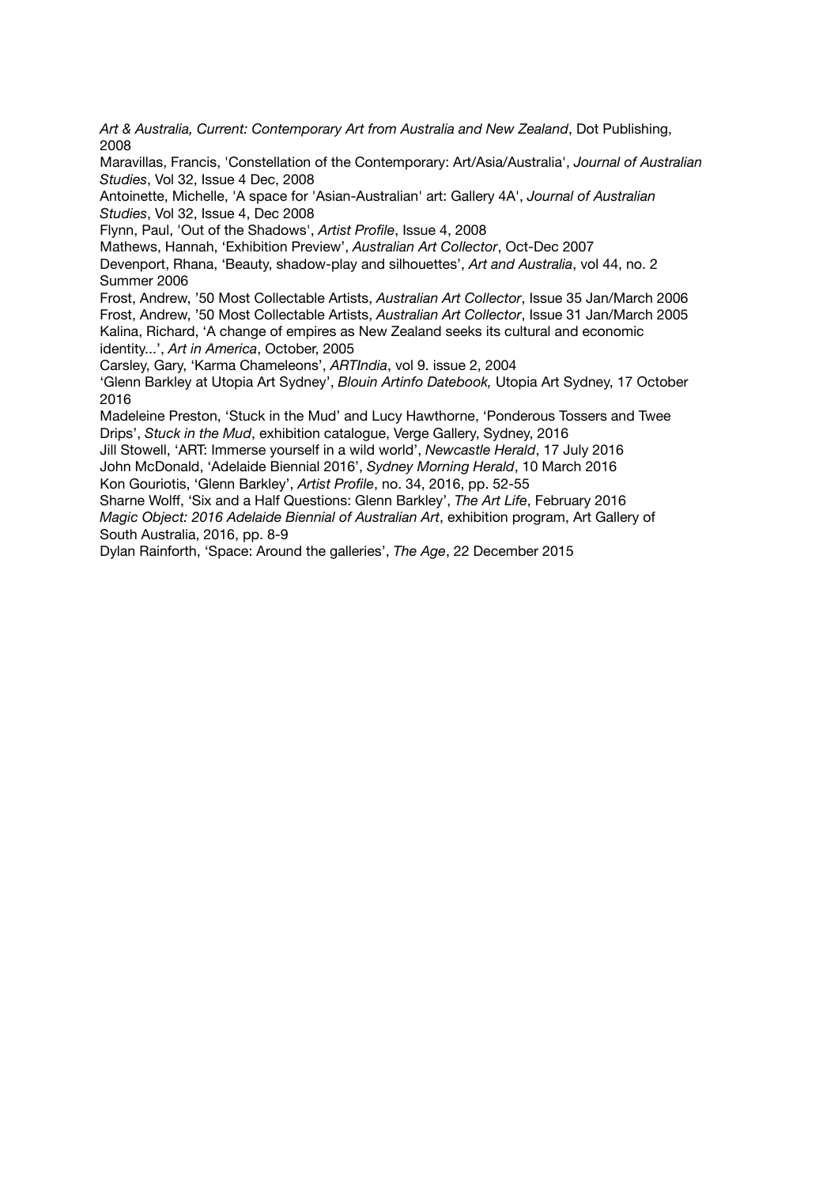*Art & Australia, Current: Contemporary Art from Australia and New Zealand*, Dot Publishing, 2008

Maravillas, Francis, 'Constellation of the Contemporary: Art/Asia/Australia', *Journal of Australian Studies*, Vol 32, Issue 4 Dec, 2008

Antoinette, Michelle, 'A space for 'Asian-Australian' art: Gallery 4A', *Journal of Australian Studies*, Vol 32, Issue 4, Dec 2008

Flynn, Paul, 'Out of the Shadows', *Artist Profile*, Issue 4, 2008

Mathews, Hannah, 'Exhibition Preview', *Australian Art Collector*, Oct-Dec 2007

Devenport, Rhana, 'Beauty, shadow-play and silhouettes', *Art and Australia*, vol 44, no. 2 Summer 2006

Frost, Andrew, '50 Most Collectable Artists, *Australian Art Collector*, Issue 35 Jan/March 2006

Frost, Andrew, '50 Most Collectable Artists, *Australian Art Collector*, Issue 31 Jan/March 2005

Kalina, Richard, 'A change of empires as New Zealand seeks its cultural and economic identity...', *Art in America*, October, 2005

Carsley, Gary, 'Karma Chameleons', *ARTIndia*, vol 9. issue 2, 2004

'Glenn Barkley at Utopia Art Sydney', *Blouin Artinfo Datebook,* Utopia Art Sydney, 17 October 2016

Madeleine Preston, 'Stuck in the Mud' and Lucy Hawthorne, 'Ponderous Tossers and Twee Drips', *Stuck in the Mud*, exhibition catalogue, Verge Gallery, Sydney, 2016

Jill Stowell, 'ART: Immerse yourself in a wild world', *Newcastle Herald*, 17 July 2016

John McDonald, 'Adelaide Biennial 2016', *Sydney Morning Herald*, 10 March 2016

Kon Gouriotis, 'Glenn Barkley', *Artist Profile*, no. 34, 2016, pp. 52-55

Sharne Wolff, 'Six and a Half Questions: Glenn Barkley', *The Art Life*, February 2016

*Magic Object: 2016 Adelaide Biennial of Australian Art*, exhibition program, Art Gallery of South Australia, 2016, pp. 8-9

Dylan Rainforth, 'Space: Around the galleries', *The Age*, 22 December 2015